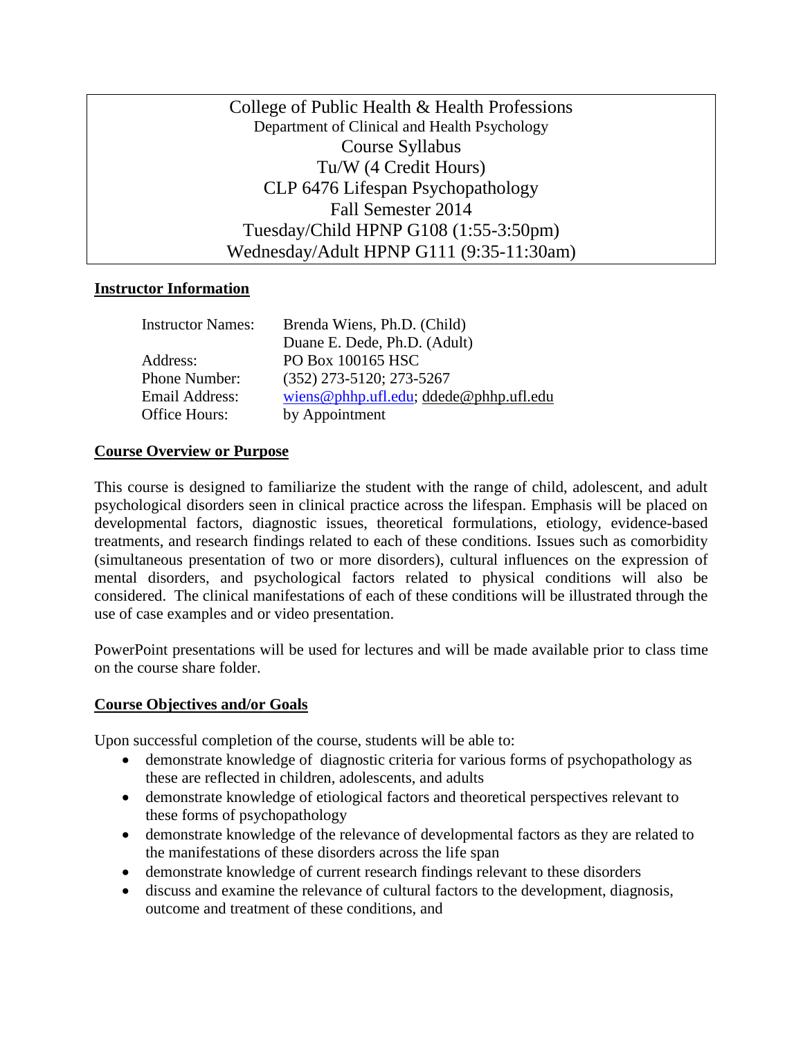College of Public Health & Health Professions
Department of Clinical and Health Psychology
Course Syllabus
Tu/W (4 Credit Hours)
CLP 6476 Lifespan Psychopathology
Fall Semester 2014
Tuesday/Child HPNP G108 (1:55-3:50pm)
Wednesday/Adult HPNP G111 (9:35-11:30am)

## Instructor Information

| | |
|---|---|
| Instructor Names: | Brenda Wiens, Ph.D. (Child) |
| | Duane E. Dede, Ph.D. (Adult) |
| Address: | PO Box 100165 HSC |
| Phone Number: | (352) 273-5120; 273-5267 |
| Email Address: | wiens@phhp.ufl.edu; ddede@phhp.ufl.edu |
| Office Hours: | by Appointment |

## Course Overview or Purpose

This course is designed to familiarize the student with the range of child, adolescent, and adult psychological disorders seen in clinical practice across the lifespan. Emphasis will be placed on developmental factors, diagnostic issues, theoretical formulations, etiology, evidence-based treatments, and research findings related to each of these conditions. Issues such as comorbidity (simultaneous presentation of two or more disorders), cultural influences on the expression of mental disorders, and psychological factors related to physical conditions will also be considered. The clinical manifestations of each of these conditions will be illustrated through the use of case examples and or video presentation.

PowerPoint presentations will be used for lectures and will be made available prior to class time on the course share folder.

## Course Objectives and/or Goals

Upon successful completion of the course, students will be able to:

- demonstrate knowledge of diagnostic criteria for various forms of psychopathology as these are reflected in children, adolescents, and adults
- demonstrate knowledge of etiological factors and theoretical perspectives relevant to these forms of psychopathology
- demonstrate knowledge of the relevance of developmental factors as they are related to the manifestations of these disorders across the life span
- demonstrate knowledge of current research findings relevant to these disorders
- discuss and examine the relevance of cultural factors to the development, diagnosis, outcome and treatment of these conditions, and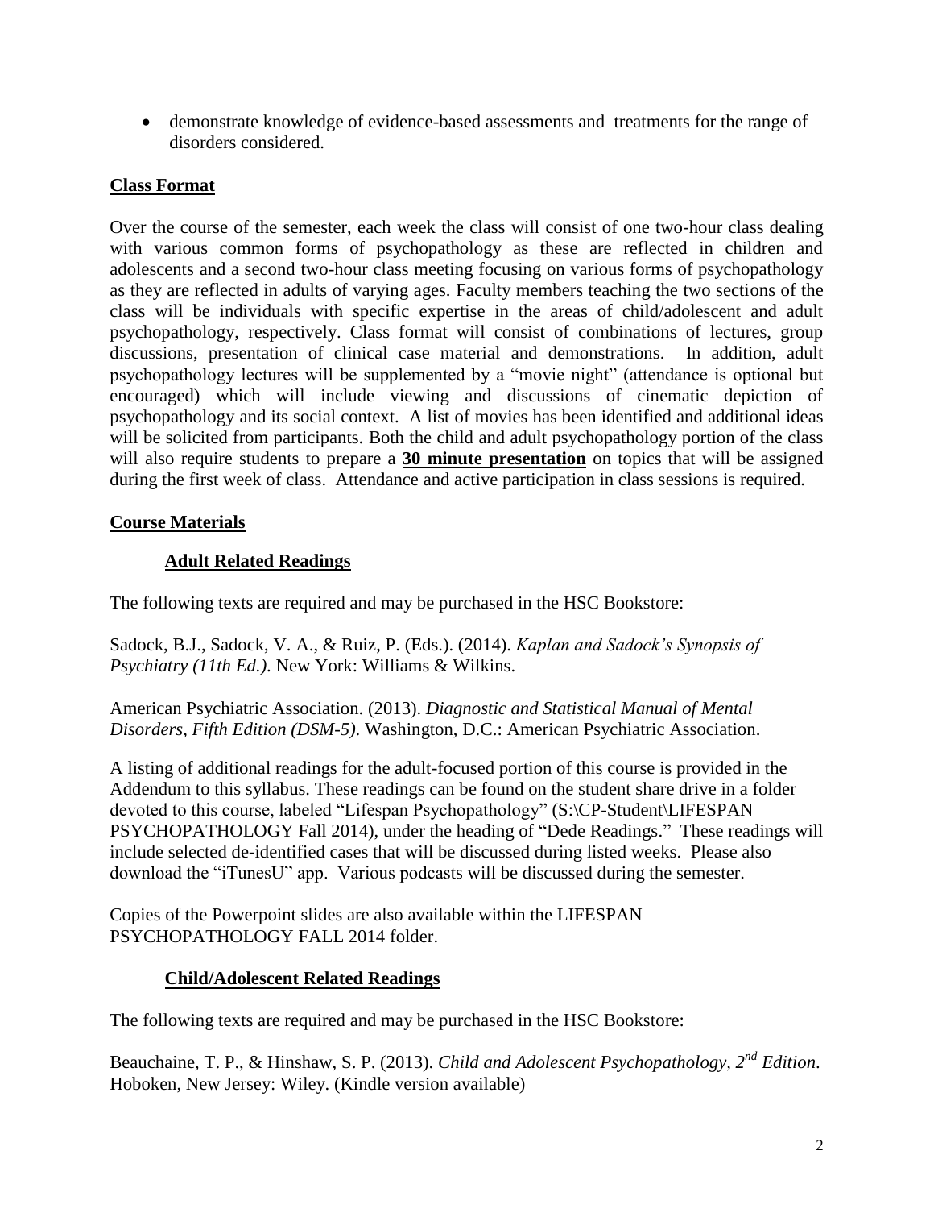- demonstrate knowledge of evidence-based assessments and treatments for the range of disorders considered.

## Class Format

Over the course of the semester, each week the class will consist of one two-hour class dealing with various common forms of psychopathology as these are reflected in children and adolescents and a second two-hour class meeting focusing on various forms of psychopathology as they are reflected in adults of varying ages. Faculty members teaching the two sections of the class will be individuals with specific expertise in the areas of child/adolescent and adult psychopathology, respectively. Class format will consist of combinations of lectures, group discussions, presentation of clinical case material and demonstrations. In addition, adult psychopathology lectures will be supplemented by a "movie night" (attendance is optional but encouraged) which will include viewing and discussions of cinematic depiction of psychopathology and its social context. A list of movies has been identified and additional ideas will be solicited from participants. Both the child and adult psychopathology portion of the class will also require students to prepare a **30 minute presentation** on topics that will be assigned during the first week of class. Attendance and active participation in class sessions is required.

## Course Materials

### Adult Related Readings

The following texts are required and may be purchased in the HSC Bookstore:

Sadock, B.J., Sadock, V. A., & Ruiz, P. (Eds.). (2014). *Kaplan and Sadock's Synopsis of Psychiatry (11th Ed.)*. New York: Williams & Wilkins.

American Psychiatric Association. (2013). *Diagnostic and Statistical Manual of Mental Disorders, Fifth Edition (DSM-5)*. Washington, D.C.: American Psychiatric Association.

A listing of additional readings for the adult-focused portion of this course is provided in the Addendum to this syllabus. These readings can be found on the student share drive in a folder devoted to this course, labeled "Lifespan Psychopathology" (S:\CP-Student\LIFESPAN PSYCHOPATHOLOGY Fall 2014), under the heading of "Dede Readings." These readings will include selected de-identified cases that will be discussed during listed weeks. Please also download the "iTunesU" app. Various podcasts will be discussed during the semester.

Copies of the Powerpoint slides are also available within the LIFESPAN PSYCHOPATHOLOGY FALL 2014 folder.

### Child/Adolescent Related Readings

The following texts are required and may be purchased in the HSC Bookstore:

Beauchaine, T. P., & Hinshaw, S. P. (2013). *Child and Adolescent Psychopathology, 2nd Edition*. Hoboken, New Jersey: Wiley. (Kindle version available)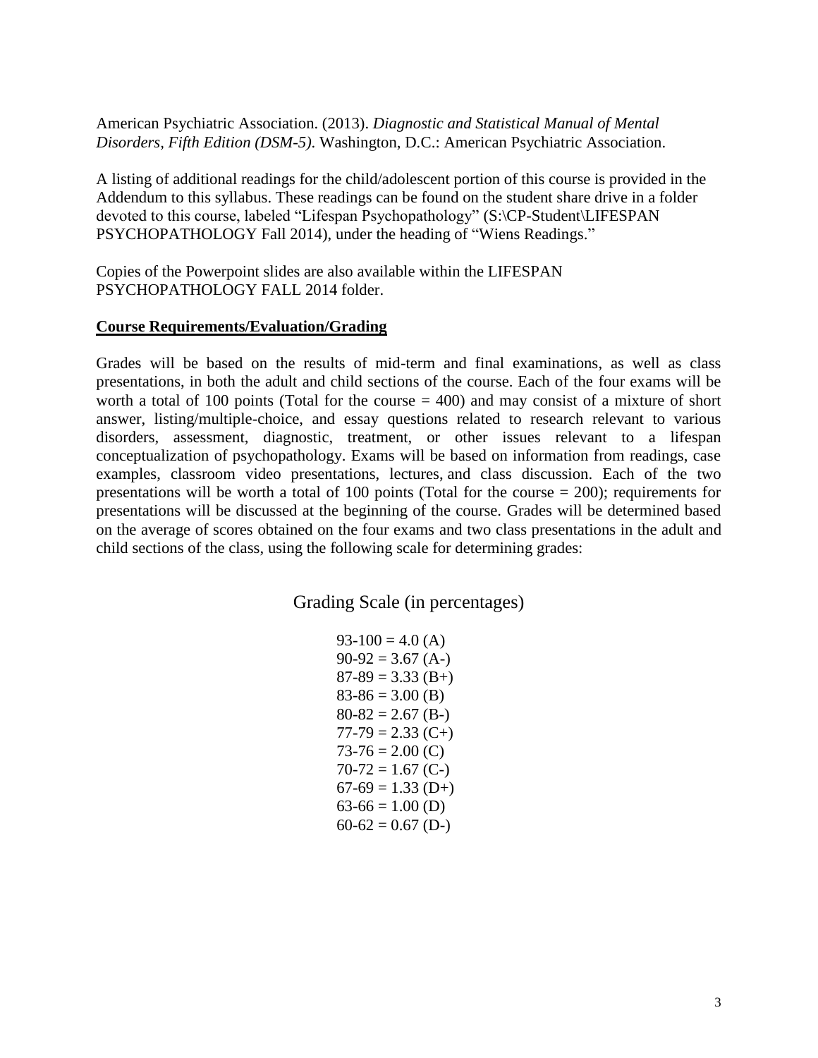American Psychiatric Association. (2013). *Diagnostic and Statistical Manual of Mental Disorders, Fifth Edition (DSM-5)*. Washington, D.C.: American Psychiatric Association.

A listing of additional readings for the child/adolescent portion of this course is provided in the Addendum to this syllabus. These readings can be found on the student share drive in a folder devoted to this course, labeled "Lifespan Psychopathology" (S:\CP-Student\LIFESPAN PSYCHOPATHOLOGY Fall 2014), under the heading of "Wiens Readings."

Copies of the Powerpoint slides are also available within the LIFESPAN PSYCHOPATHOLOGY FALL 2014 folder.

## Course Requirements/Evaluation/Grading

Grades will be based on the results of mid-term and final examinations, as well as class presentations, in both the adult and child sections of the course. Each of the four exams will be worth a total of 100 points (Total for the course = 400) and may consist of a mixture of short answer, listing/multiple-choice, and essay questions related to research relevant to various disorders, assessment, diagnostic, treatment, or other issues relevant to a lifespan conceptualization of psychopathology. Exams will be based on information from readings, case examples, classroom video presentations, lectures, and class discussion. Each of the two presentations will be worth a total of 100 points (Total for the course = 200); requirements for presentations will be discussed at the beginning of the course. Grades will be determined based on the average of scores obtained on the four exams and two class presentations in the adult and child sections of the class, using the following scale for determining grades:

### Grading Scale (in percentages)

93-100 = 4.0 (A)  
90-92 = 3.67 (A-)  
87-89 = 3.33 (B+)  
83-86 = 3.00 (B)  
80-82 = 2.67 (B-)  
77-79 = 2.33 (C+)  
73-76 = 2.00 (C)  
70-72 = 1.67 (C-)  
67-69 = 1.33 (D+)  
63-66 = 1.00 (D)  
60-62 = 0.67 (D-)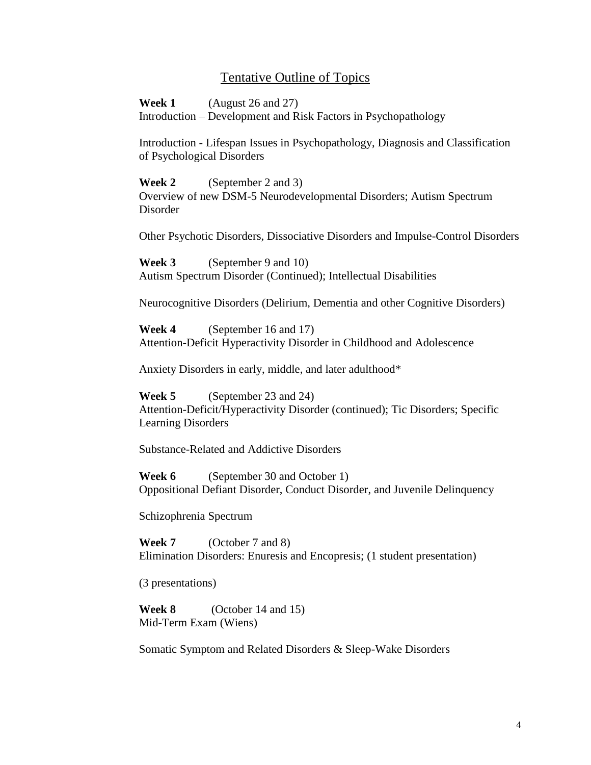## Tentative Outline of Topics

**Week 1** (August 26 and 27)
Introduction – Development and Risk Factors in Psychopathology

Introduction - Lifespan Issues in Psychopathology, Diagnosis and Classification of Psychological Disorders

**Week 2** (September 2 and 3)
Overview of new DSM-5 Neurodevelopmental Disorders; Autism Spectrum Disorder

Other Psychotic Disorders, Dissociative Disorders and Impulse-Control Disorders

**Week 3** (September 9 and 10)
Autism Spectrum Disorder (Continued); Intellectual Disabilities

Neurocognitive Disorders (Delirium, Dementia and other Cognitive Disorders)

**Week 4** (September 16 and 17)
Attention-Deficit Hyperactivity Disorder in Childhood and Adolescence

Anxiety Disorders in early, middle, and later adulthood*

**Week 5** (September 23 and 24)
Attention-Deficit/Hyperactivity Disorder (continued); Tic Disorders; Specific Learning Disorders

Substance-Related and Addictive Disorders

**Week 6** (September 30 and October 1)
Oppositional Defiant Disorder, Conduct Disorder, and Juvenile Delinquency

Schizophrenia Spectrum

**Week 7** (October 7 and 8)
Elimination Disorders: Enuresis and Encopresis; (1 student presentation)

(3 presentations)

**Week 8** (October 14 and 15)
Mid-Term Exam (Wiens)

Somatic Symptom and Related Disorders & Sleep-Wake Disorders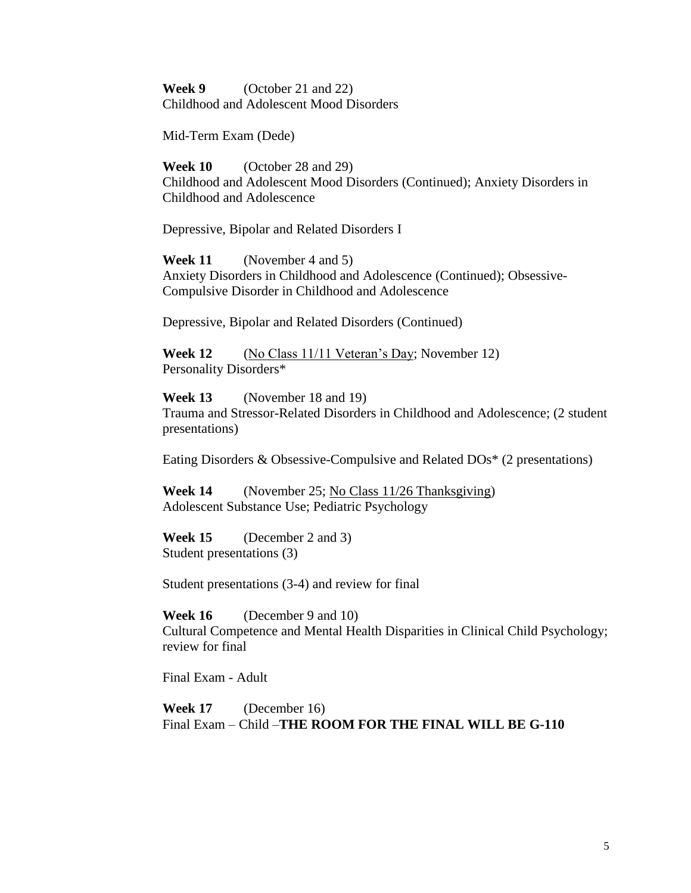**Week 9** (October 21 and 22)
Childhood and Adolescent Mood Disorders

Mid-Term Exam (Dede)

**Week 10** (October 28 and 29)
Childhood and Adolescent Mood Disorders (Continued); Anxiety Disorders in Childhood and Adolescence

Depressive, Bipolar and Related Disorders I

**Week 11** (November 4 and 5)
Anxiety Disorders in Childhood and Adolescence (Continued); Obsessive-Compulsive Disorder in Childhood and Adolescence

Depressive, Bipolar and Related Disorders (Continued)

**Week 12** (No Class 11/11 Veteran's Day; November 12)
Personality Disorders*

**Week 13** (November 18 and 19)
Trauma and Stressor-Related Disorders in Childhood and Adolescence; (2 student presentations)

Eating Disorders & Obsessive-Compulsive and Related DOs* (2 presentations)

**Week 14** (November 25; No Class 11/26 Thanksgiving)
Adolescent Substance Use; Pediatric Psychology

**Week 15** (December 2 and 3)
Student presentations (3)

Student presentations (3-4) and review for final

**Week 16** (December 9 and 10)
Cultural Competence and Mental Health Disparities in Clinical Child Psychology; review for final

Final Exam - Adult

**Week 17** (December 16)
Final Exam – Child –**THE ROOM FOR THE FINAL WILL BE G-110**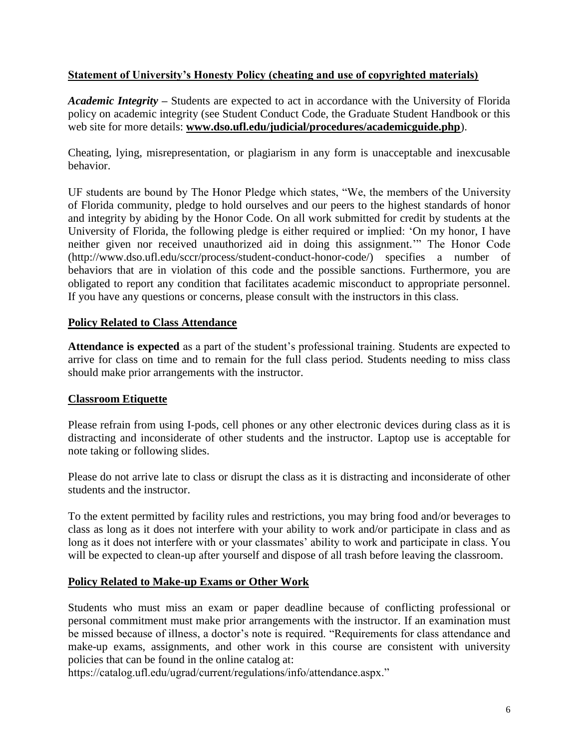## Statement of University's Honesty Policy (cheating and use of copyrighted materials)

***Academic Integrity*** – Students are expected to act in accordance with the University of Florida policy on academic integrity (see Student Conduct Code, the Graduate Student Handbook or this web site for more details: **www.dso.ufl.edu/judicial/procedures/academicguide.php**).

Cheating, lying, misrepresentation, or plagiarism in any form is unacceptable and inexcusable behavior.

UF students are bound by The Honor Pledge which states, "We, the members of the University of Florida community, pledge to hold ourselves and our peers to the highest standards of honor and integrity by abiding by the Honor Code. On all work submitted for credit by students at the University of Florida, the following pledge is either required or implied: 'On my honor, I have neither given nor received unauthorized aid in doing this assignment.'" The Honor Code (http://www.dso.ufl.edu/sccr/process/student-conduct-honor-code/) specifies a number of behaviors that are in violation of this code and the possible sanctions. Furthermore, you are obligated to report any condition that facilitates academic misconduct to appropriate personnel. If you have any questions or concerns, please consult with the instructors in this class.

## Policy Related to Class Attendance

**Attendance is expected** as a part of the student's professional training. Students are expected to arrive for class on time and to remain for the full class period. Students needing to miss class should make prior arrangements with the instructor.

## Classroom Etiquette

Please refrain from using I-pods, cell phones or any other electronic devices during class as it is distracting and inconsiderate of other students and the instructor. Laptop use is acceptable for note taking or following slides.

Please do not arrive late to class or disrupt the class as it is distracting and inconsiderate of other students and the instructor.

To the extent permitted by facility rules and restrictions, you may bring food and/or beverages to class as long as it does not interfere with your ability to work and/or participate in class and as long as it does not interfere with or your classmates' ability to work and participate in class. You will be expected to clean-up after yourself and dispose of all trash before leaving the classroom.

## Policy Related to Make-up Exams or Other Work

Students who must miss an exam or paper deadline because of conflicting professional or personal commitment must make prior arrangements with the instructor. If an examination must be missed because of illness, a doctor's note is required. "Requirements for class attendance and make-up exams, assignments, and other work in this course are consistent with university policies that can be found in the online catalog at:
https://catalog.ufl.edu/ugrad/current/regulations/info/attendance.aspx."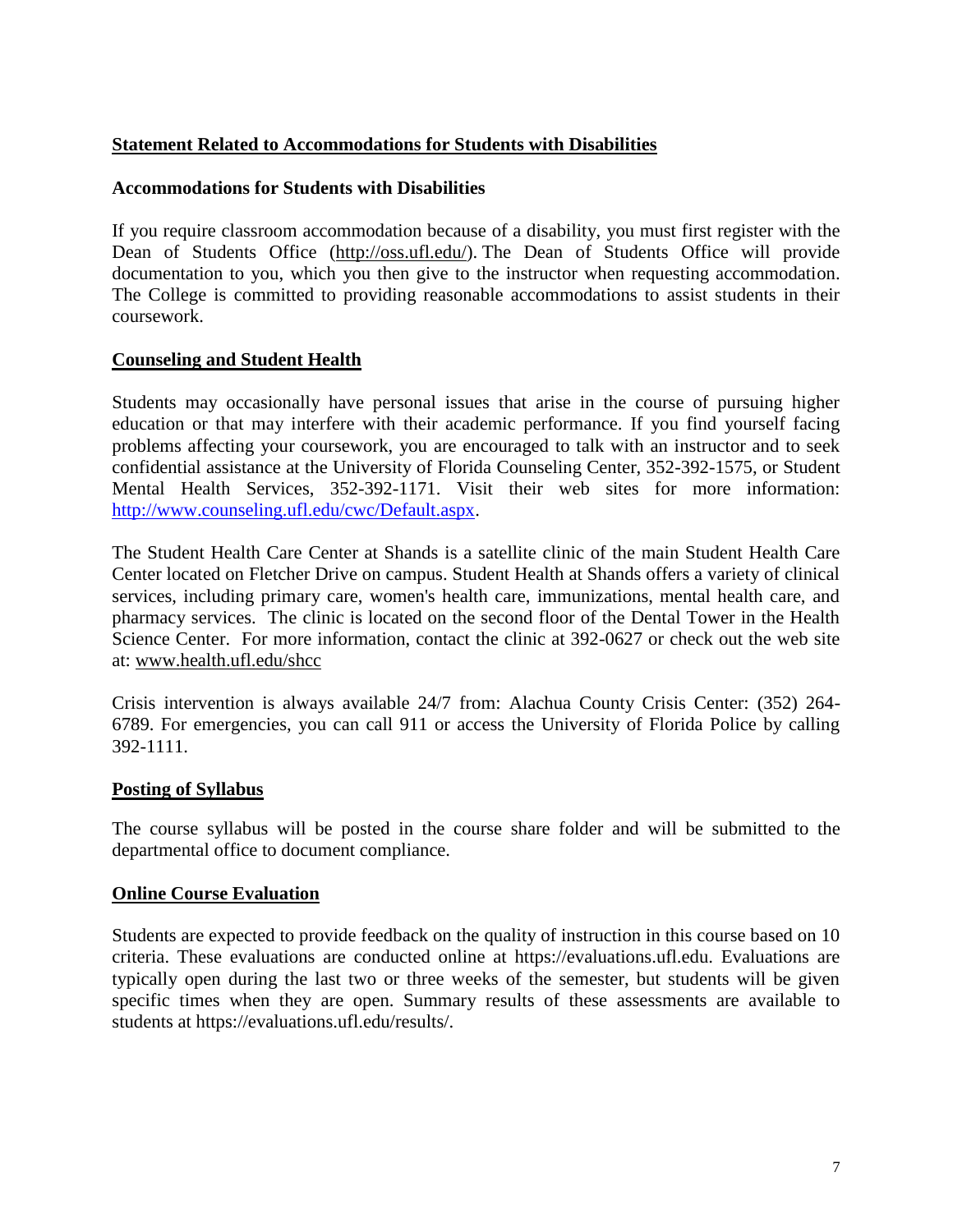## Statement Related to Accommodations for Students with Disabilities

### Accommodations for Students with Disabilities

If you require classroom accommodation because of a disability, you must first register with the Dean of Students Office (http://oss.ufl.edu/). The Dean of Students Office will provide documentation to you, which you then give to the instructor when requesting accommodation. The College is committed to providing reasonable accommodations to assist students in their coursework.

## Counseling and Student Health

Students may occasionally have personal issues that arise in the course of pursuing higher education or that may interfere with their academic performance. If you find yourself facing problems affecting your coursework, you are encouraged to talk with an instructor and to seek confidential assistance at the University of Florida Counseling Center, 352-392-1575, or Student Mental Health Services, 352-392-1171. Visit their web sites for more information: http://www.counseling.ufl.edu/cwc/Default.aspx.

The Student Health Care Center at Shands is a satellite clinic of the main Student Health Care Center located on Fletcher Drive on campus. Student Health at Shands offers a variety of clinical services, including primary care, women's health care, immunizations, mental health care, and pharmacy services. The clinic is located on the second floor of the Dental Tower in the Health Science Center. For more information, contact the clinic at 392-0627 or check out the web site at: www.health.ufl.edu/shcc

Crisis intervention is always available 24/7 from: Alachua County Crisis Center: (352) 264-6789. For emergencies, you can call 911 or access the University of Florida Police by calling 392-1111.

## Posting of Syllabus

The course syllabus will be posted in the course share folder and will be submitted to the departmental office to document compliance.

## Online Course Evaluation

Students are expected to provide feedback on the quality of instruction in this course based on 10 criteria. These evaluations are conducted online at https://evaluations.ufl.edu. Evaluations are typically open during the last two or three weeks of the semester, but students will be given specific times when they are open. Summary results of these assessments are available to students at https://evaluations.ufl.edu/results/.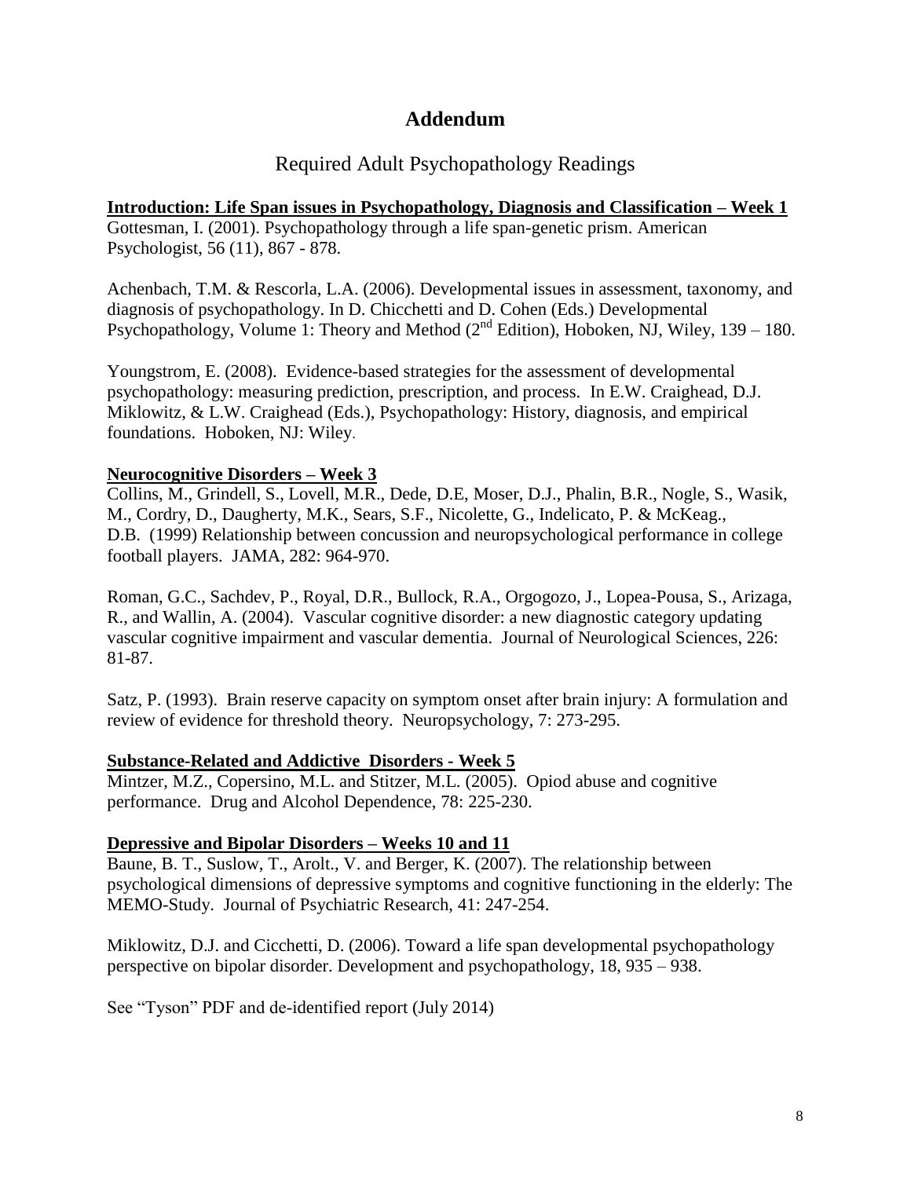# Addendum

## Required Adult Psychopathology Readings

**Introduction: Life Span issues in Psychopathology, Diagnosis and Classification – Week 1**

Gottesman, I. (2001). Psychopathology through a life span-genetic prism. American Psychologist, 56 (11), 867 - 878.

Achenbach, T.M. & Rescorla, L.A. (2006). Developmental issues in assessment, taxonomy, and diagnosis of psychopathology. In D. Chicchetti and D. Cohen (Eds.) Developmental Psychopathology, Volume 1: Theory and Method (2nd Edition), Hoboken, NJ, Wiley, 139 – 180.

Youngstrom, E. (2008). Evidence-based strategies for the assessment of developmental psychopathology: measuring prediction, prescription, and process. In E.W. Craighead, D.J. Miklowitz, & L.W. Craighead (Eds.), Psychopathology: History, diagnosis, and empirical foundations. Hoboken, NJ: Wiley.

**Neurocognitive Disorders – Week 3**

Collins, M., Grindell, S., Lovell, M.R., Dede, D.E, Moser, D.J., Phalin, B.R., Nogle, S., Wasik, M., Cordry, D., Daugherty, M.K., Sears, S.F., Nicolette, G., Indelicato, P. & McKeag., D.B. (1999) Relationship between concussion and neuropsychological performance in college football players. JAMA, 282: 964-970.

Roman, G.C., Sachdev, P., Royal, D.R., Bullock, R.A., Orgogozo, J., Lopea-Pousa, S., Arizaga, R., and Wallin, A. (2004). Vascular cognitive disorder: a new diagnostic category updating vascular cognitive impairment and vascular dementia. Journal of Neurological Sciences, 226: 81-87.

Satz, P. (1993). Brain reserve capacity on symptom onset after brain injury: A formulation and review of evidence for threshold theory. Neuropsychology, 7: 273-295.

**Substance-Related and Addictive Disorders - Week 5**

Mintzer, M.Z., Copersino, M.L. and Stitzer, M.L. (2005). Opiod abuse and cognitive performance. Drug and Alcohol Dependence, 78: 225-230.

**Depressive and Bipolar Disorders – Weeks 10 and 11**

Baune, B. T., Suslow, T., Arolt., V. and Berger, K. (2007). The relationship between psychological dimensions of depressive symptoms and cognitive functioning in the elderly: The MEMO-Study. Journal of Psychiatric Research, 41: 247-254.

Miklowitz, D.J. and Cicchetti, D. (2006). Toward a life span developmental psychopathology perspective on bipolar disorder. Development and psychopathology, 18, 935 – 938.

See "Tyson" PDF and de-identified report (July 2014)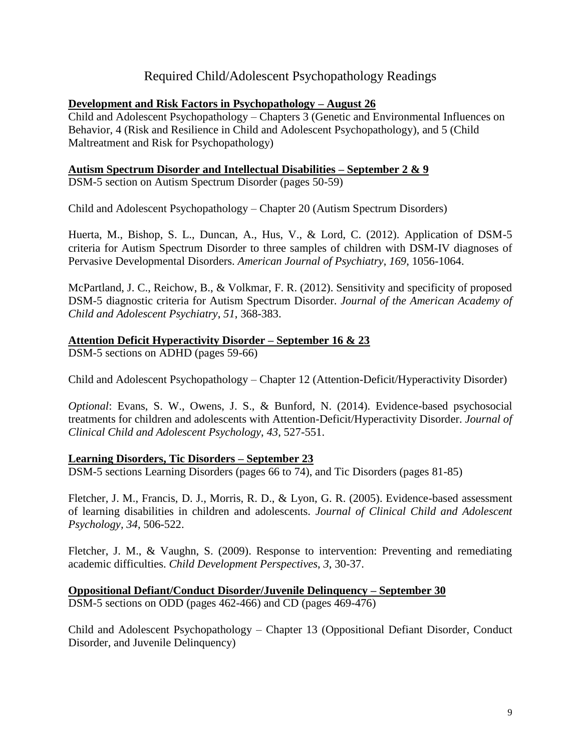# Required Child/Adolescent Psychopathology Readings

**Development and Risk Factors in Psychopathology – August 26**

Child and Adolescent Psychopathology – Chapters 3 (Genetic and Environmental Influences on Behavior, 4 (Risk and Resilience in Child and Adolescent Psychopathology), and 5 (Child Maltreatment and Risk for Psychopathology)

**Autism Spectrum Disorder and Intellectual Disabilities – September 2 & 9**

DSM-5 section on Autism Spectrum Disorder (pages 50-59)

Child and Adolescent Psychopathology – Chapter 20 (Autism Spectrum Disorders)

Huerta, M., Bishop, S. L., Duncan, A., Hus, V., & Lord, C. (2012). Application of DSM-5 criteria for Autism Spectrum Disorder to three samples of children with DSM-IV diagnoses of Pervasive Developmental Disorders. *American Journal of Psychiatry*, *169*, 1056-1064.

McPartland, J. C., Reichow, B., & Volkmar, F. R. (2012). Sensitivity and specificity of proposed DSM-5 diagnostic criteria for Autism Spectrum Disorder. *Journal of the American Academy of Child and Adolescent Psychiatry*, *51*, 368-383.

**Attention Deficit Hyperactivity Disorder – September 16 & 23**

DSM-5 sections on ADHD (pages 59-66)

Child and Adolescent Psychopathology – Chapter 12 (Attention-Deficit/Hyperactivity Disorder)

*Optional*: Evans, S. W., Owens, J. S., & Bunford, N. (2014). Evidence-based psychosocial treatments for children and adolescents with Attention-Deficit/Hyperactivity Disorder. *Journal of Clinical Child and Adolescent Psychology*, *43*, 527-551.

**Learning Disorders, Tic Disorders – September 23**

DSM-5 sections Learning Disorders (pages 66 to 74), and Tic Disorders (pages 81-85)

Fletcher, J. M., Francis, D. J., Morris, R. D., & Lyon, G. R. (2005). Evidence-based assessment of learning disabilities in children and adolescents. *Journal of Clinical Child and Adolescent Psychology*, *34*, 506-522.

Fletcher, J. M., & Vaughn, S. (2009). Response to intervention: Preventing and remediating academic difficulties. *Child Development Perspectives*, *3*, 30-37.

**Oppositional Defiant/Conduct Disorder/Juvenile Delinquency – September 30**

DSM-5 sections on ODD (pages 462-466) and CD (pages 469-476)

Child and Adolescent Psychopathology – Chapter 13 (Oppositional Defiant Disorder, Conduct Disorder, and Juvenile Delinquency)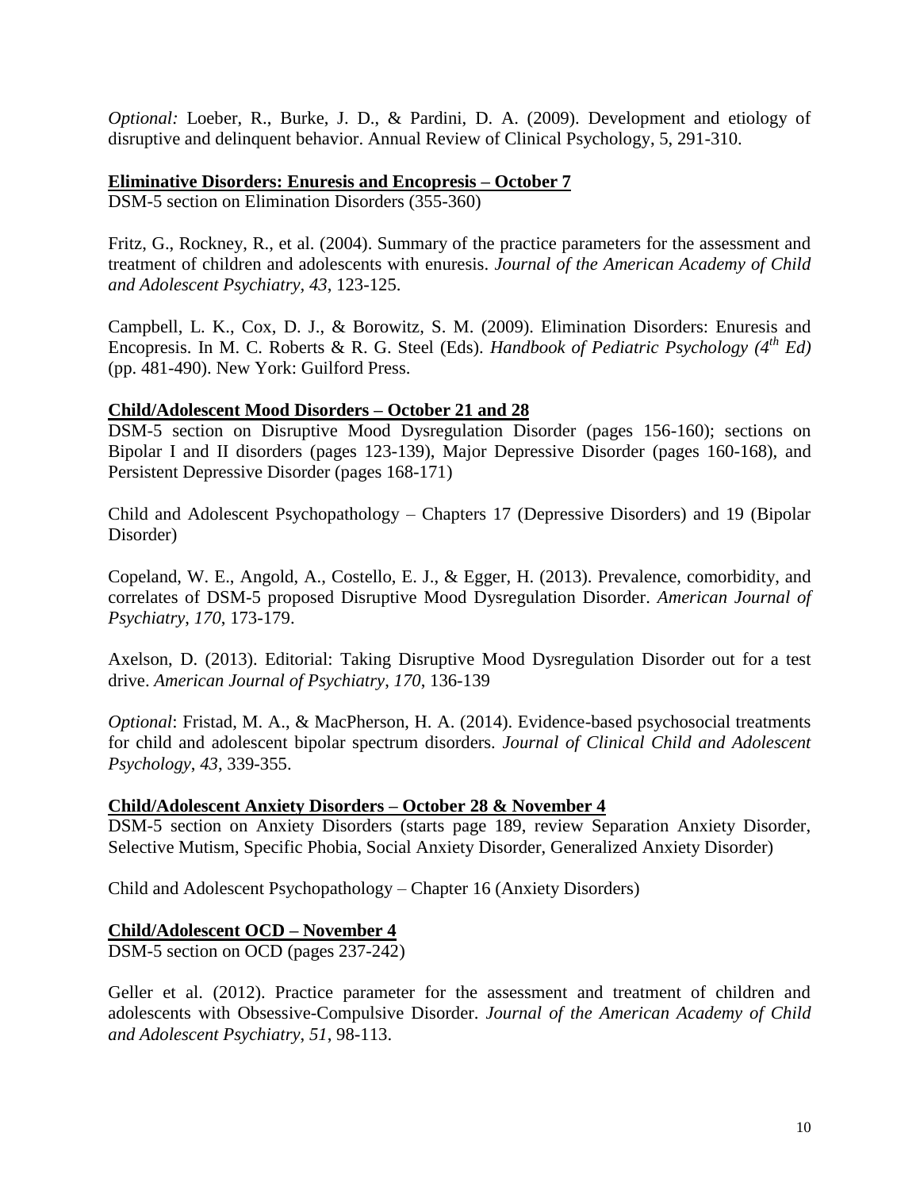*Optional:* Loeber, R., Burke, J. D., & Pardini, D. A. (2009). Development and etiology of disruptive and delinquent behavior. Annual Review of Clinical Psychology, 5, 291-310.

**Eliminative Disorders: Enuresis and Encopresis – October 7**

DSM-5 section on Elimination Disorders (355-360)

Fritz, G., Rockney, R., et al. (2004). Summary of the practice parameters for the assessment and treatment of children and adolescents with enuresis. *Journal of the American Academy of Child and Adolescent Psychiatry, 43*, 123-125.

Campbell, L. K., Cox, D. J., & Borowitz, S. M. (2009). Elimination Disorders: Enuresis and Encopresis. In M. C. Roberts & R. G. Steel (Eds). *Handbook of Pediatric Psychology (4th Ed)* (pp. 481-490). New York: Guilford Press.

**Child/Adolescent Mood Disorders – October 21 and 28**

DSM-5 section on Disruptive Mood Dysregulation Disorder (pages 156-160); sections on Bipolar I and II disorders (pages 123-139), Major Depressive Disorder (pages 160-168), and Persistent Depressive Disorder (pages 168-171)

Child and Adolescent Psychopathology – Chapters 17 (Depressive Disorders) and 19 (Bipolar Disorder)

Copeland, W. E., Angold, A., Costello, E. J., & Egger, H. (2013). Prevalence, comorbidity, and correlates of DSM-5 proposed Disruptive Mood Dysregulation Disorder. *American Journal of Psychiatry, 170*, 173-179.

Axelson, D. (2013). Editorial: Taking Disruptive Mood Dysregulation Disorder out for a test drive. *American Journal of Psychiatry, 170*, 136-139

*Optional*: Fristad, M. A., & MacPherson, H. A. (2014). Evidence-based psychosocial treatments for child and adolescent bipolar spectrum disorders. *Journal of Clinical Child and Adolescent Psychology, 43*, 339-355.

**Child/Adolescent Anxiety Disorders – October 28 & November 4**

DSM-5 section on Anxiety Disorders (starts page 189, review Separation Anxiety Disorder, Selective Mutism, Specific Phobia, Social Anxiety Disorder, Generalized Anxiety Disorder)

Child and Adolescent Psychopathology – Chapter 16 (Anxiety Disorders)

**Child/Adolescent OCD – November 4**

DSM-5 section on OCD (pages 237-242)

Geller et al. (2012). Practice parameter for the assessment and treatment of children and adolescents with Obsessive-Compulsive Disorder. *Journal of the American Academy of Child and Adolescent Psychiatry, 51*, 98-113.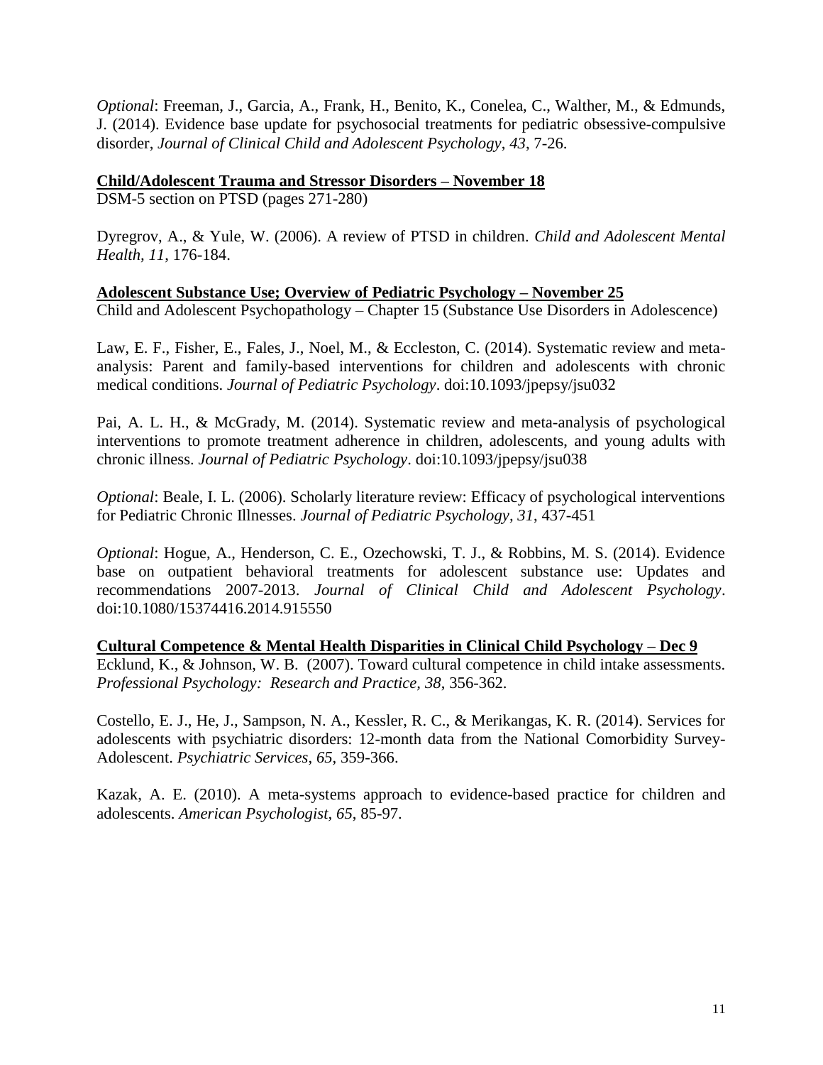*Optional*: Freeman, J., Garcia, A., Frank, H., Benito, K., Conelea, C., Walther, M., & Edmunds, J. (2014). Evidence base update for psychosocial treatments for pediatric obsessive-compulsive disorder, *Journal of Clinical Child and Adolescent Psychology, 43*, 7-26.

**<u>Child/Adolescent Trauma and Stressor Disorders – November 18</u>**
DSM-5 section on PTSD (pages 271-280)

Dyregrov, A., & Yule, W. (2006). A review of PTSD in children. *Child and Adolescent Mental Health, 11*, 176-184.

**<u>Adolescent Substance Use; Overview of Pediatric Psychology – November 25</u>**
Child and Adolescent Psychopathology – Chapter 15 (Substance Use Disorders in Adolescence)

Law, E. F., Fisher, E., Fales, J., Noel, M., & Eccleston, C. (2014). Systematic review and meta-analysis: Parent and family-based interventions for children and adolescents with chronic medical conditions. *Journal of Pediatric Psychology*. doi:10.1093/jpepsy/jsu032

Pai, A. L. H., & McGrady, M. (2014). Systematic review and meta-analysis of psychological interventions to promote treatment adherence in children, adolescents, and young adults with chronic illness. *Journal of Pediatric Psychology*. doi:10.1093/jpepsy/jsu038

*Optional*: Beale, I. L. (2006). Scholarly literature review: Efficacy of psychological interventions for Pediatric Chronic Illnesses. *Journal of Pediatric Psychology, 31*, 437-451

*Optional*: Hogue, A., Henderson, C. E., Ozechowski, T. J., & Robbins, M. S. (2014). Evidence base on outpatient behavioral treatments for adolescent substance use: Updates and recommendations 2007-2013. *Journal of Clinical Child and Adolescent Psychology*. doi:10.1080/15374416.2014.915550

**<u>Cultural Competence & Mental Health Disparities in Clinical Child Psychology – Dec 9</u>**
Ecklund, K., & Johnson, W. B. (2007). Toward cultural competence in child intake assessments. *Professional Psychology: Research and Practice, 38*, 356-362.

Costello, E. J., He, J., Sampson, N. A., Kessler, R. C., & Merikangas, K. R. (2014). Services for adolescents with psychiatric disorders: 12-month data from the National Comorbidity Survey-Adolescent. *Psychiatric Services*, *65*, 359-366.

Kazak, A. E. (2010). A meta-systems approach to evidence-based practice for children and adolescents. *American Psychologist, 65*, 85-97.